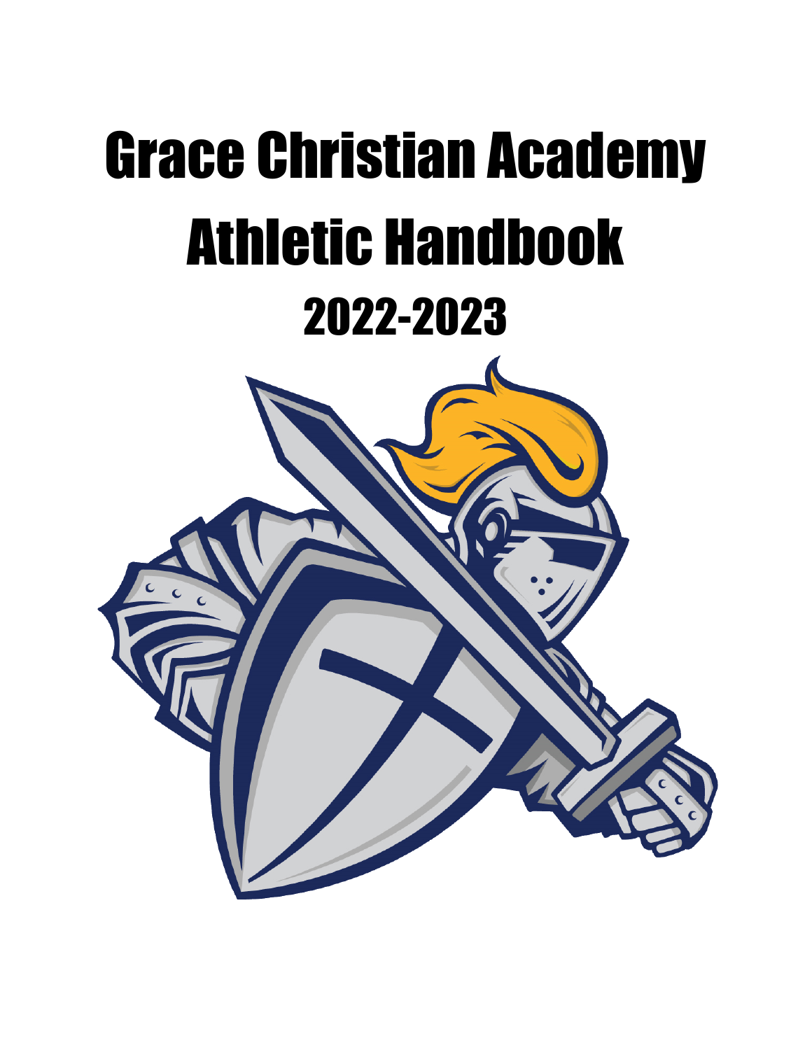# Grace Christian Academy Athletic Handbook

## 2022-2023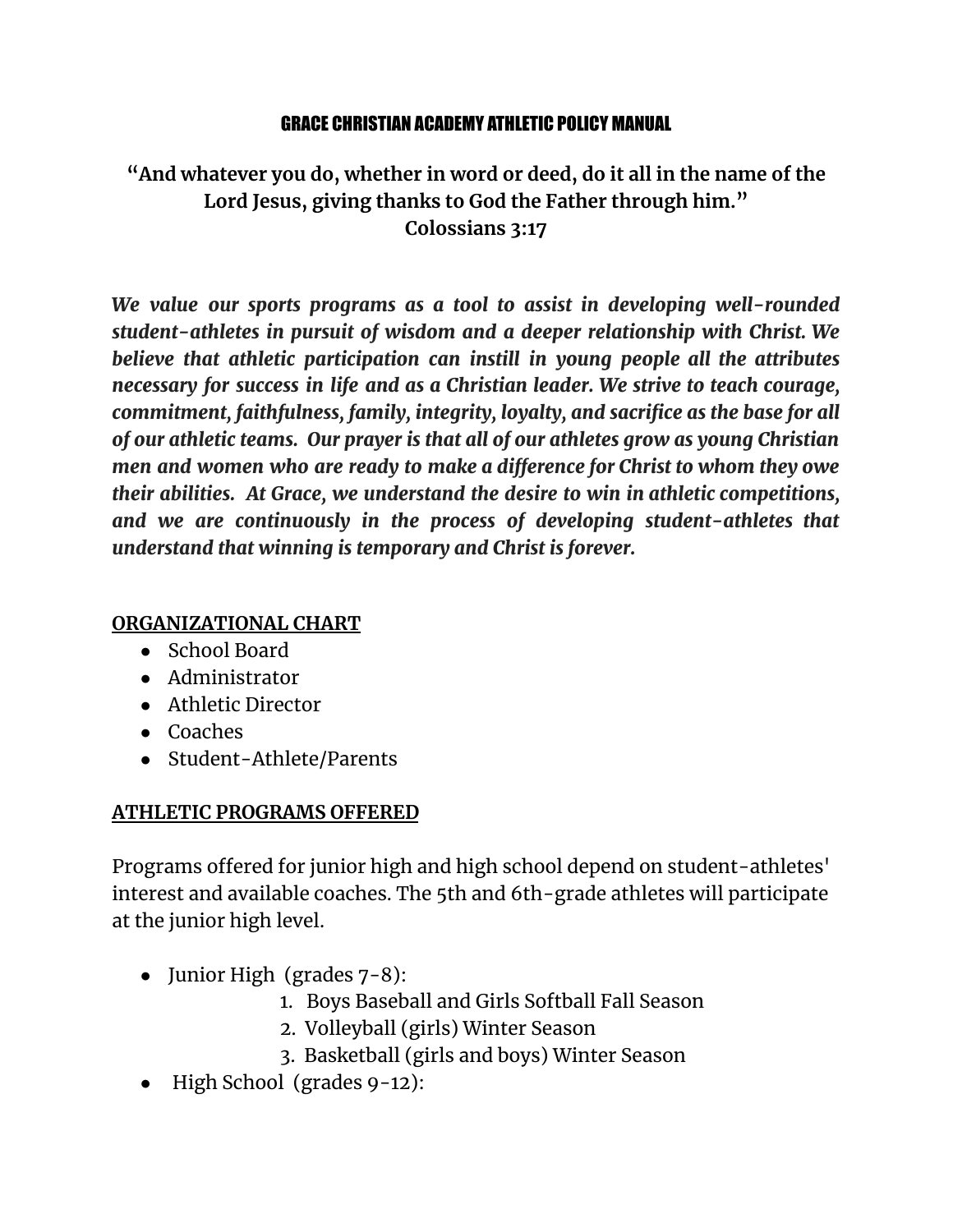# GRACE CHRISTIAN ACADEMY ATHLETIC POLICY MANUAL

**"And whatever you do, whether in word or deed, do it all in the name of the Lord Jesus, giving thanks to God the Father through him."**
**Colossians 3:17**

***We value our sports programs as a tool to assist in developing well-rounded student-athletes in pursuit of wisdom and a deeper relationship with Christ. We believe that athletic participation can instill in young people all the attributes necessary for success in life and as a Christian leader. We strive to teach courage, commitment, faithfulness, family, integrity, loyalty, and sacrifice as the base for all of our athletic teams. Our prayer is that all of our athletes grow as young Christian men and women who are ready to make a difference for Christ to whom they owe their abilities. At Grace, we understand the desire to win in athletic competitions, and we are continuously in the process of developing student-athletes that understand that winning is temporary and Christ is forever.***

## ORGANIZATIONAL CHART

- School Board
- Administrator
- Athletic Director
- Coaches
- Student-Athlete/Parents

## ATHLETIC PROGRAMS OFFERED

Programs offered for junior high and high school depend on student-athletes' interest and available coaches. The 5th and 6th-grade athletes will participate at the junior high level.

- Junior High (grades 7-8):
    1. Boys Baseball and Girls Softball Fall Season
    2. Volleyball (girls) Winter Season
    3. Basketball (girls and boys) Winter Season
- High School (grades 9-12):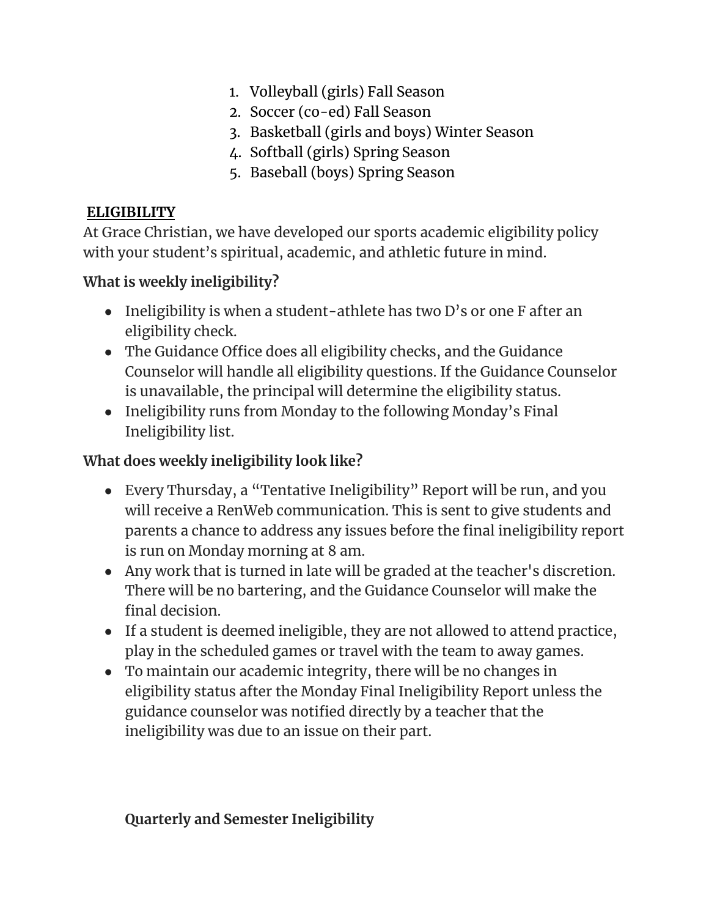1. Volleyball (girls) Fall Season
2. Soccer (co-ed) Fall Season
3. Basketball (girls and boys) Winter Season
4. Softball (girls) Spring Season
5. Baseball (boys) Spring Season

## ELIGIBILITY

At Grace Christian, we have developed our sports academic eligibility policy with your student's spiritual, academic, and athletic future in mind.

### What is weekly ineligibility?

- Ineligibility is when a student-athlete has two D's or one F after an eligibility check.
- The Guidance Office does all eligibility checks, and the Guidance Counselor will handle all eligibility questions. If the Guidance Counselor is unavailable, the principal will determine the eligibility status.
- Ineligibility runs from Monday to the following Monday's Final Ineligibility list.

### What does weekly ineligibility look like?

- Every Thursday, a "Tentative Ineligibility" Report will be run, and you will receive a RenWeb communication. This is sent to give students and parents a chance to address any issues before the final ineligibility report is run on Monday morning at 8 am.
- Any work that is turned in late will be graded at the teacher's discretion. There will be no bartering, and the Guidance Counselor will make the final decision.
- If a student is deemed ineligible, they are not allowed to attend practice, play in the scheduled games or travel with the team to away games.
- To maintain our academic integrity, there will be no changes in eligibility status after the Monday Final Ineligibility Report unless the guidance counselor was notified directly by a teacher that the ineligibility was due to an issue on their part.

### Quarterly and Semester Ineligibility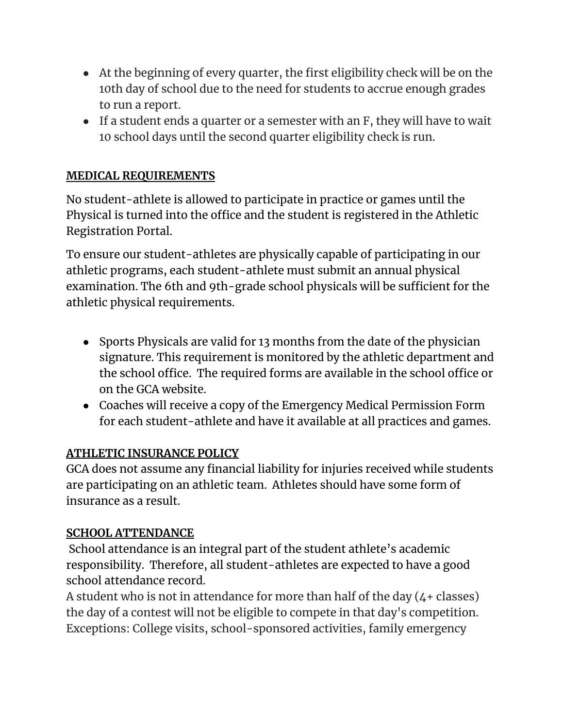- At the beginning of every quarter, the first eligibility check will be on the 10th day of school due to the need for students to accrue enough grades to run a report.
- If a student ends a quarter or a semester with an F, they will have to wait 10 school days until the second quarter eligibility check is run.

## MEDICAL REQUIREMENTS

No student-athlete is allowed to participate in practice or games until the Physical is turned into the office and the student is registered in the Athletic Registration Portal.

To ensure our student-athletes are physically capable of participating in our athletic programs, each student-athlete must submit an annual physical examination. The 6th and 9th-grade school physicals will be sufficient for the athletic physical requirements.

- Sports Physicals are valid for 13 months from the date of the physician signature. This requirement is monitored by the athletic department and the school office. The required forms are available in the school office or on the GCA website.
- Coaches will receive a copy of the Emergency Medical Permission Form for each student-athlete and have it available at all practices and games.

## ATHLETIC INSURANCE POLICY

GCA does not assume any financial liability for injuries received while students are participating on an athletic team. Athletes should have some form of insurance as a result.

## SCHOOL ATTENDANCE

School attendance is an integral part of the student athlete's academic responsibility. Therefore, all student-athletes are expected to have a good school attendance record.

A student who is not in attendance for more than half of the day (4+ classes) the day of a contest will not be eligible to compete in that day's competition. Exceptions: College visits, school-sponsored activities, family emergency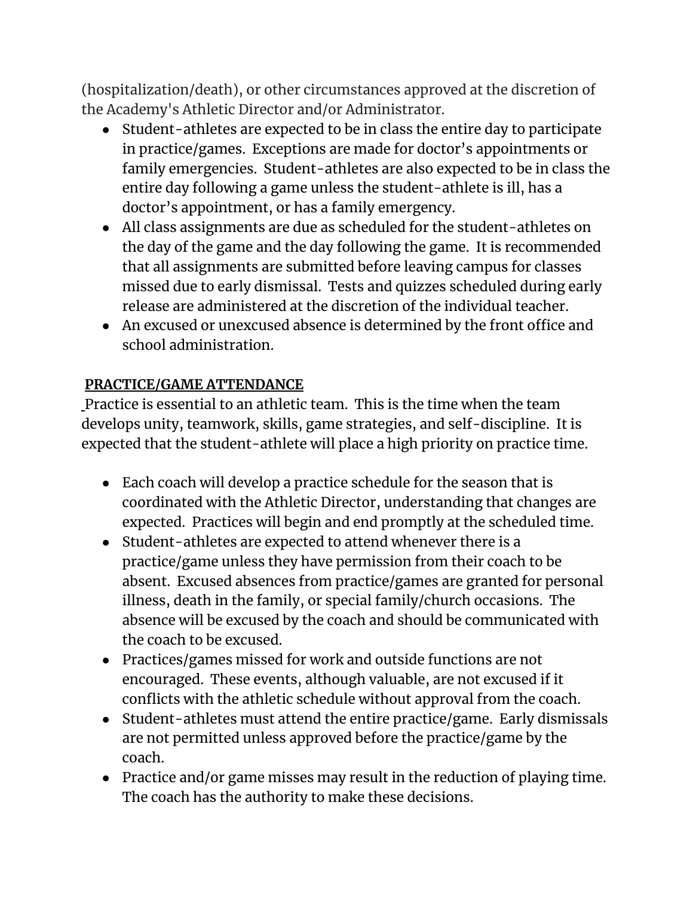(hospitalization/death), or other circumstances approved at the discretion of the Academy's Athletic Director and/or Administrator.

- Student-athletes are expected to be in class the entire day to participate in practice/games. Exceptions are made for doctor's appointments or family emergencies. Student-athletes are also expected to be in class the entire day following a game unless the student-athlete is ill, has a doctor's appointment, or has a family emergency.
- All class assignments are due as scheduled for the student-athletes on the day of the game and the day following the game. It is recommended that all assignments are submitted before leaving campus for classes missed due to early dismissal. Tests and quizzes scheduled during early release are administered at the discretion of the individual teacher.
- An excused or unexcused absence is determined by the front office and school administration.

**PRACTICE/GAME ATTENDANCE**

Practice is essential to an athletic team. This is the time when the team develops unity, teamwork, skills, game strategies, and self-discipline. It is expected that the student-athlete will place a high priority on practice time.

- Each coach will develop a practice schedule for the season that is coordinated with the Athletic Director, understanding that changes are expected. Practices will begin and end promptly at the scheduled time.
- Student-athletes are expected to attend whenever there is a practice/game unless they have permission from their coach to be absent. Excused absences from practice/games are granted for personal illness, death in the family, or special family/church occasions. The absence will be excused by the coach and should be communicated with the coach to be excused.
- Practices/games missed for work and outside functions are not encouraged. These events, although valuable, are not excused if it conflicts with the athletic schedule without approval from the coach.
- Student-athletes must attend the entire practice/game. Early dismissals are not permitted unless approved before the practice/game by the coach.
- Practice and/or game misses may result in the reduction of playing time. The coach has the authority to make these decisions.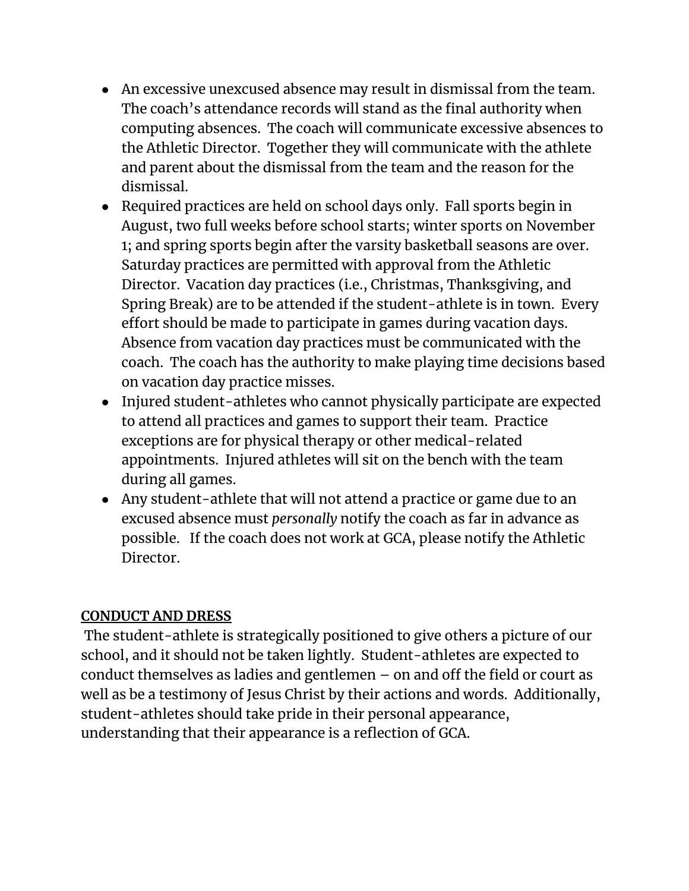- An excessive unexcused absence may result in dismissal from the team. The coach's attendance records will stand as the final authority when computing absences. The coach will communicate excessive absences to the Athletic Director. Together they will communicate with the athlete and parent about the dismissal from the team and the reason for the dismissal.
- Required practices are held on school days only. Fall sports begin in August, two full weeks before school starts; winter sports on November 1; and spring sports begin after the varsity basketball seasons are over. Saturday practices are permitted with approval from the Athletic Director. Vacation day practices (i.e., Christmas, Thanksgiving, and Spring Break) are to be attended if the student-athlete is in town. Every effort should be made to participate in games during vacation days. Absence from vacation day practices must be communicated with the coach. The coach has the authority to make playing time decisions based on vacation day practice misses.
- Injured student-athletes who cannot physically participate are expected to attend all practices and games to support their team. Practice exceptions are for physical therapy or other medical-related appointments. Injured athletes will sit on the bench with the team during all games.
- Any student-athlete that will not attend a practice or game due to an excused absence must *personally* notify the coach as far in advance as possible. If the coach does not work at GCA, please notify the Athletic Director.

**<u>CONDUCT AND DRESS</u>**

The student-athlete is strategically positioned to give others a picture of our school, and it should not be taken lightly. Student-athletes are expected to conduct themselves as ladies and gentlemen – on and off the field or court as well as be a testimony of Jesus Christ by their actions and words. Additionally, student-athletes should take pride in their personal appearance, understanding that their appearance is a reflection of GCA.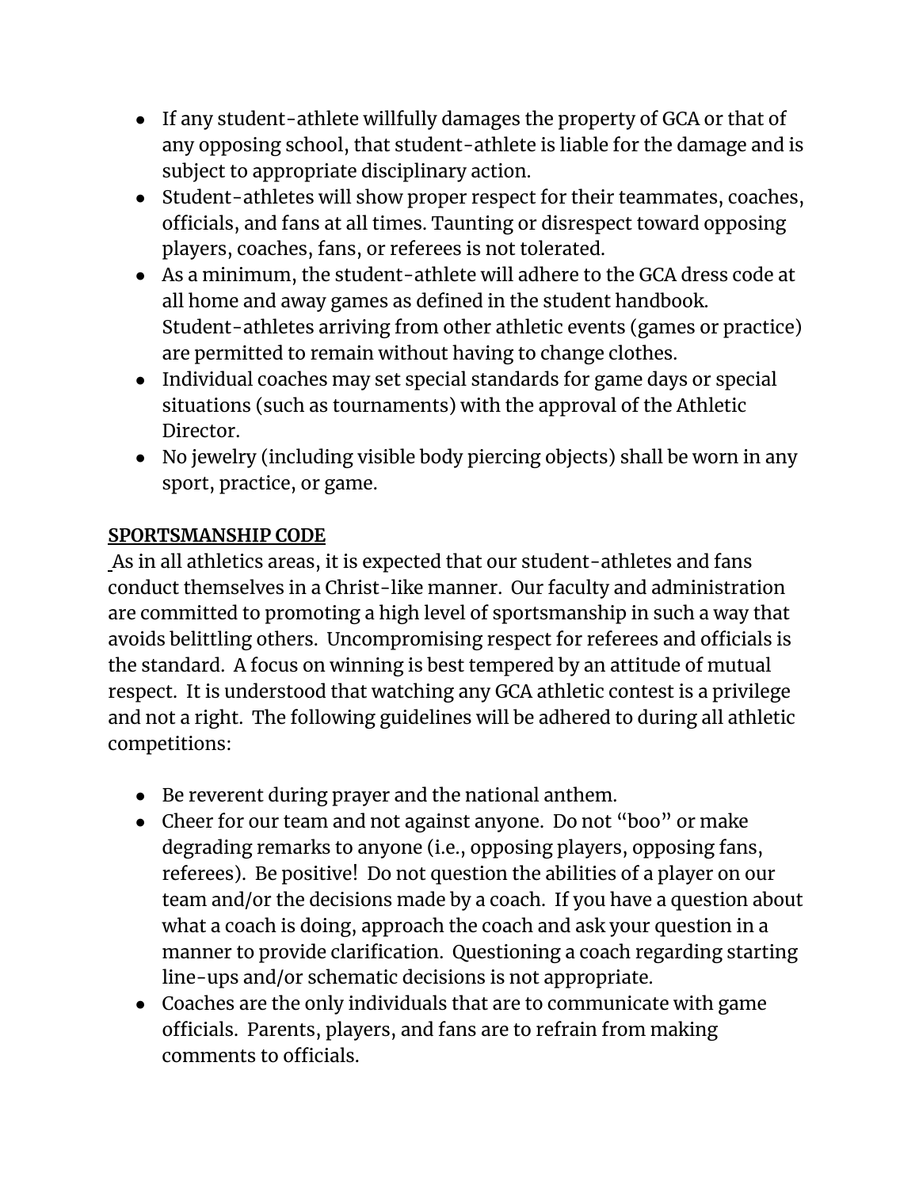- If any student-athlete willfully damages the property of GCA or that of any opposing school, that student-athlete is liable for the damage and is subject to appropriate disciplinary action.
- Student-athletes will show proper respect for their teammates, coaches, officials, and fans at all times. Taunting or disrespect toward opposing players, coaches, fans, or referees is not tolerated.
- As a minimum, the student-athlete will adhere to the GCA dress code at all home and away games as defined in the student handbook. Student-athletes arriving from other athletic events (games or practice) are permitted to remain without having to change clothes.
- Individual coaches may set special standards for game days or special situations (such as tournaments) with the approval of the Athletic Director.
- No jewelry (including visible body piercing objects) shall be worn in any sport, practice, or game.

**SPORTSMANSHIP CODE**

As in all athletics areas, it is expected that our student-athletes and fans conduct themselves in a Christ-like manner. Our faculty and administration are committed to promoting a high level of sportsmanship in such a way that avoids belittling others. Uncompromising respect for referees and officials is the standard. A focus on winning is best tempered by an attitude of mutual respect. It is understood that watching any GCA athletic contest is a privilege and not a right. The following guidelines will be adhered to during all athletic competitions:

- Be reverent during prayer and the national anthem.
- Cheer for our team and not against anyone. Do not "boo" or make degrading remarks to anyone (i.e., opposing players, opposing fans, referees). Be positive! Do not question the abilities of a player on our team and/or the decisions made by a coach. If you have a question about what a coach is doing, approach the coach and ask your question in a manner to provide clarification. Questioning a coach regarding starting line-ups and/or schematic decisions is not appropriate.
- Coaches are the only individuals that are to communicate with game officials. Parents, players, and fans are to refrain from making comments to officials.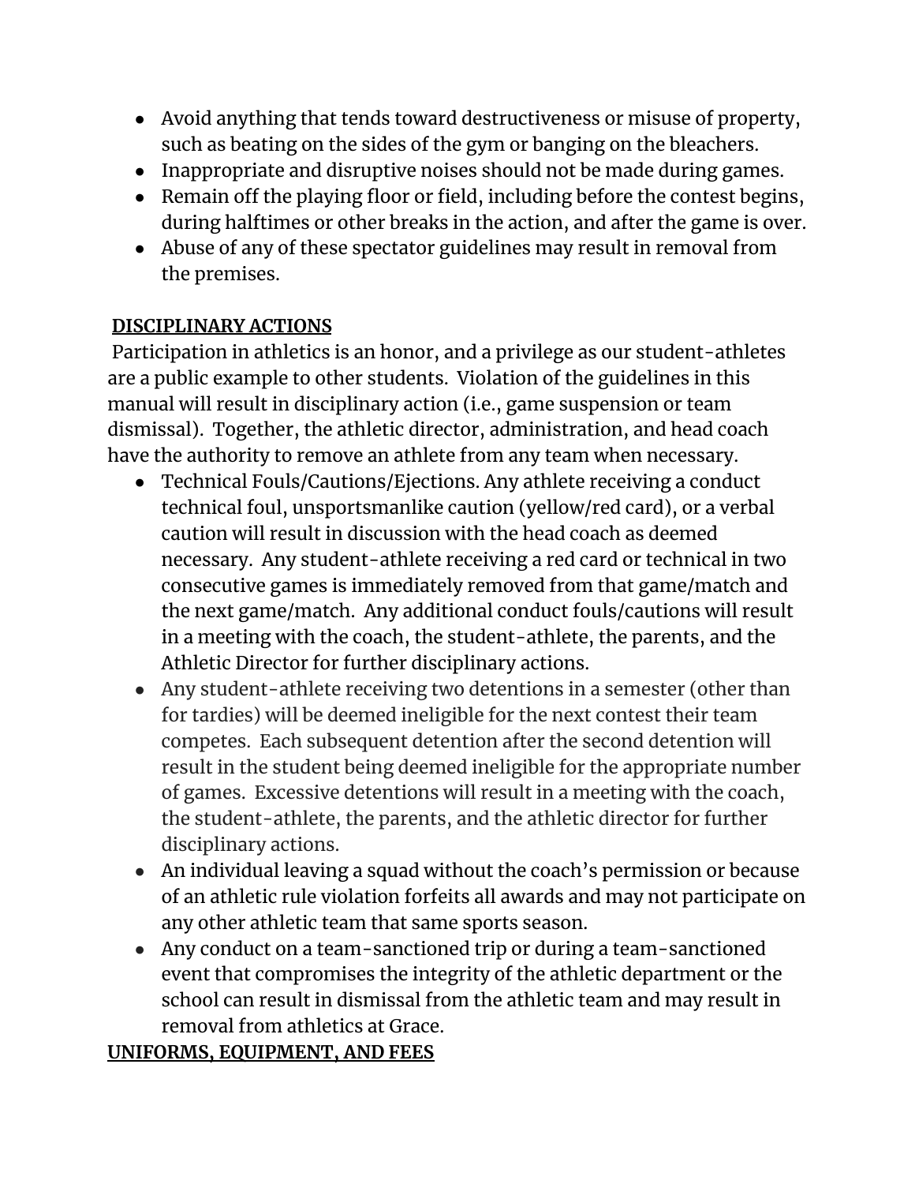- Avoid anything that tends toward destructiveness or misuse of property, such as beating on the sides of the gym or banging on the bleachers.
- Inappropriate and disruptive noises should not be made during games.
- Remain off the playing floor or field, including before the contest begins, during halftimes or other breaks in the action, and after the game is over.
- Abuse of any of these spectator guidelines may result in removal from the premises.

**DISCIPLINARY ACTIONS**

Participation in athletics is an honor, and a privilege as our student-athletes are a public example to other students. Violation of the guidelines in this manual will result in disciplinary action (i.e., game suspension or team dismissal). Together, the athletic director, administration, and head coach have the authority to remove an athlete from any team when necessary.

- Technical Fouls/Cautions/Ejections. Any athlete receiving a conduct technical foul, unsportsmanlike caution (yellow/red card), or a verbal caution will result in discussion with the head coach as deemed necessary. Any student-athlete receiving a red card or technical in two consecutive games is immediately removed from that game/match and the next game/match. Any additional conduct fouls/cautions will result in a meeting with the coach, the student-athlete, the parents, and the Athletic Director for further disciplinary actions.
- Any student-athlete receiving two detentions in a semester (other than for tardies) will be deemed ineligible for the next contest their team competes. Each subsequent detention after the second detention will result in the student being deemed ineligible for the appropriate number of games. Excessive detentions will result in a meeting with the coach, the student-athlete, the parents, and the athletic director for further disciplinary actions.
- An individual leaving a squad without the coach's permission or because of an athletic rule violation forfeits all awards and may not participate on any other athletic team that same sports season.
- Any conduct on a team-sanctioned trip or during a team-sanctioned event that compromises the integrity of the athletic department or the school can result in dismissal from the athletic team and may result in removal from athletics at Grace.

**UNIFORMS, EQUIPMENT, AND FEES**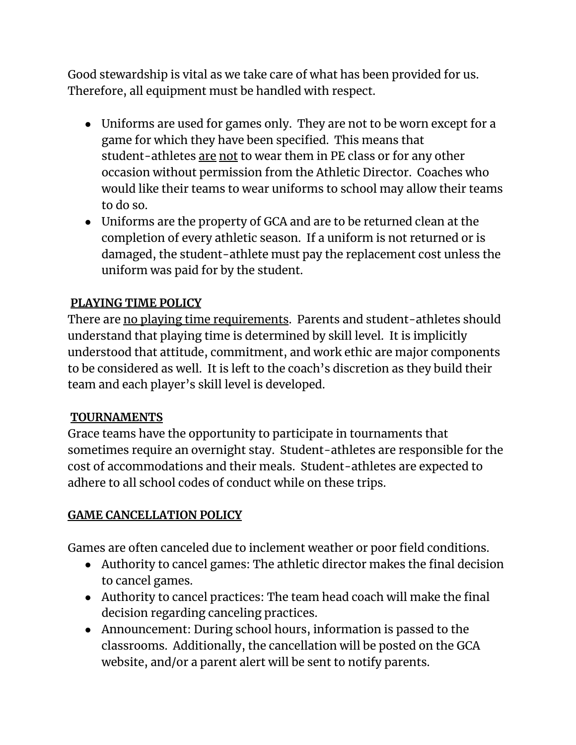Good stewardship is vital as we take care of what has been provided for us. Therefore, all equipment must be handled with respect.

- Uniforms are used for games only. They are not to be worn except for a game for which they have been specified. This means that student-athletes <u>are</u> <u>not</u> to wear them in PE class or for any other occasion without permission from the Athletic Director. Coaches who would like their teams to wear uniforms to school may allow their teams to do so.
- Uniforms are the property of GCA and are to be returned clean at the completion of every athletic season. If a uniform is not returned or is damaged, the student-athlete must pay the replacement cost unless the uniform was paid for by the student.

**<u>PLAYING TIME POLICY</u>**

There are <u>no playing time requirements</u>. Parents and student-athletes should understand that playing time is determined by skill level. It is implicitly understood that attitude, commitment, and work ethic are major components to be considered as well. It is left to the coach's discretion as they build their team and each player's skill level is developed.

**<u>TOURNAMENTS</u>**

Grace teams have the opportunity to participate in tournaments that sometimes require an overnight stay. Student-athletes are responsible for the cost of accommodations and their meals. Student-athletes are expected to adhere to all school codes of conduct while on these trips.

**<u>GAME CANCELLATION POLICY</u>**

Games are often canceled due to inclement weather or poor field conditions.

- Authority to cancel games: The athletic director makes the final decision to cancel games.
- Authority to cancel practices: The team head coach will make the final decision regarding canceling practices.
- Announcement: During school hours, information is passed to the classrooms. Additionally, the cancellation will be posted on the GCA website, and/or a parent alert will be sent to notify parents.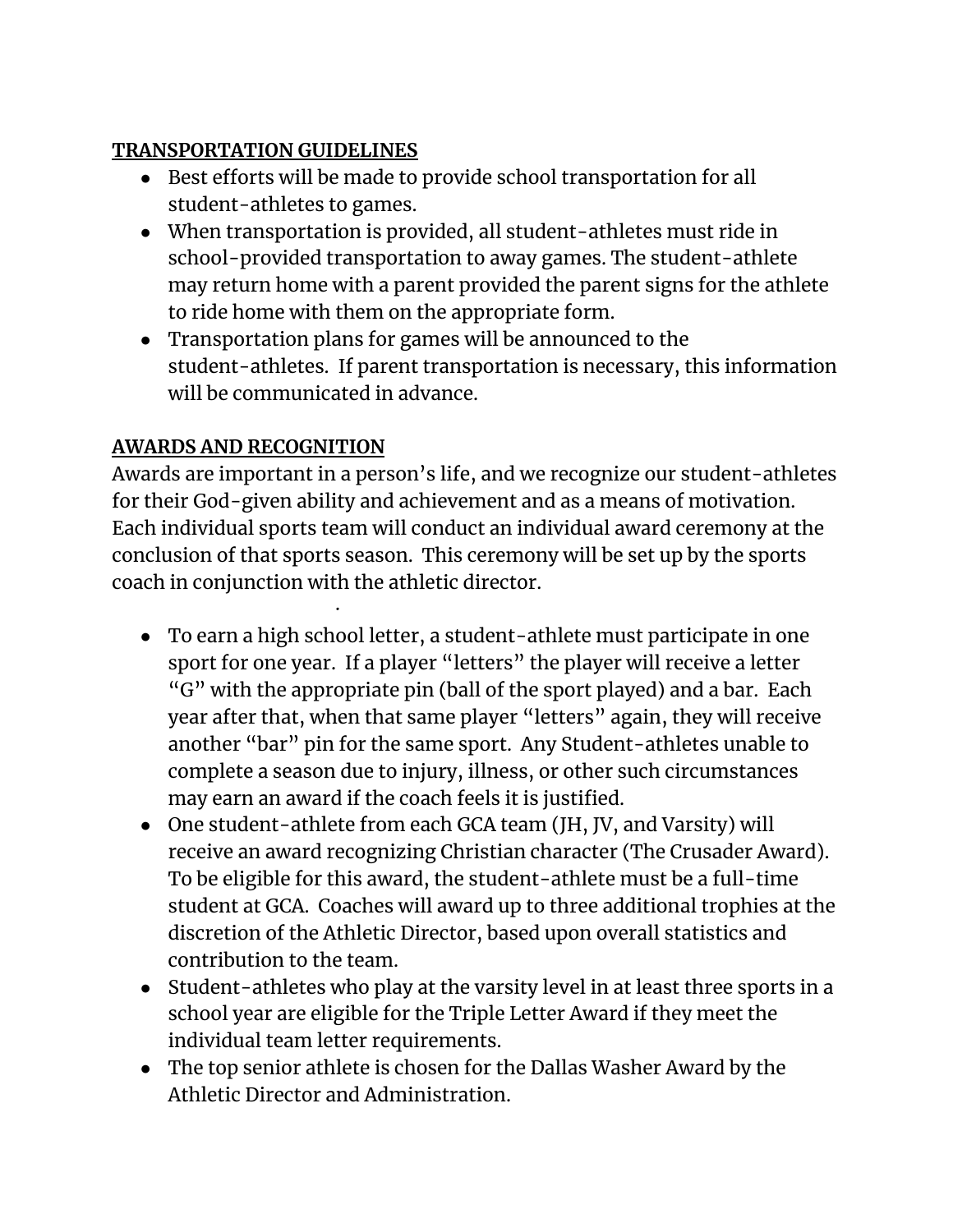## TRANSPORTATION GUIDELINES

- Best efforts will be made to provide school transportation for all student-athletes to games.
- When transportation is provided, all student-athletes must ride in school-provided transportation to away games. The student-athlete may return home with a parent provided the parent signs for the athlete to ride home with them on the appropriate form.
- Transportation plans for games will be announced to the student-athletes. If parent transportation is necessary, this information will be communicated in advance.

## AWARDS AND RECOGNITION

Awards are important in a person's life, and we recognize our student-athletes for their God-given ability and achievement and as a means of motivation. Each individual sports team will conduct an individual award ceremony at the conclusion of that sports season. This ceremony will be set up by the sports coach in conjunction with the athletic director.

- To earn a high school letter, a student-athlete must participate in one sport for one year. If a player "letters" the player will receive a letter "G" with the appropriate pin (ball of the sport played) and a bar. Each year after that, when that same player "letters" again, they will receive another "bar" pin for the same sport. Any Student-athletes unable to complete a season due to injury, illness, or other such circumstances may earn an award if the coach feels it is justified.
- One student-athlete from each GCA team (JH, JV, and Varsity) will receive an award recognizing Christian character (The Crusader Award). To be eligible for this award, the student-athlete must be a full-time student at GCA. Coaches will award up to three additional trophies at the discretion of the Athletic Director, based upon overall statistics and contribution to the team.
- Student-athletes who play at the varsity level in at least three sports in a school year are eligible for the Triple Letter Award if they meet the individual team letter requirements.
- The top senior athlete is chosen for the Dallas Washer Award by the Athletic Director and Administration.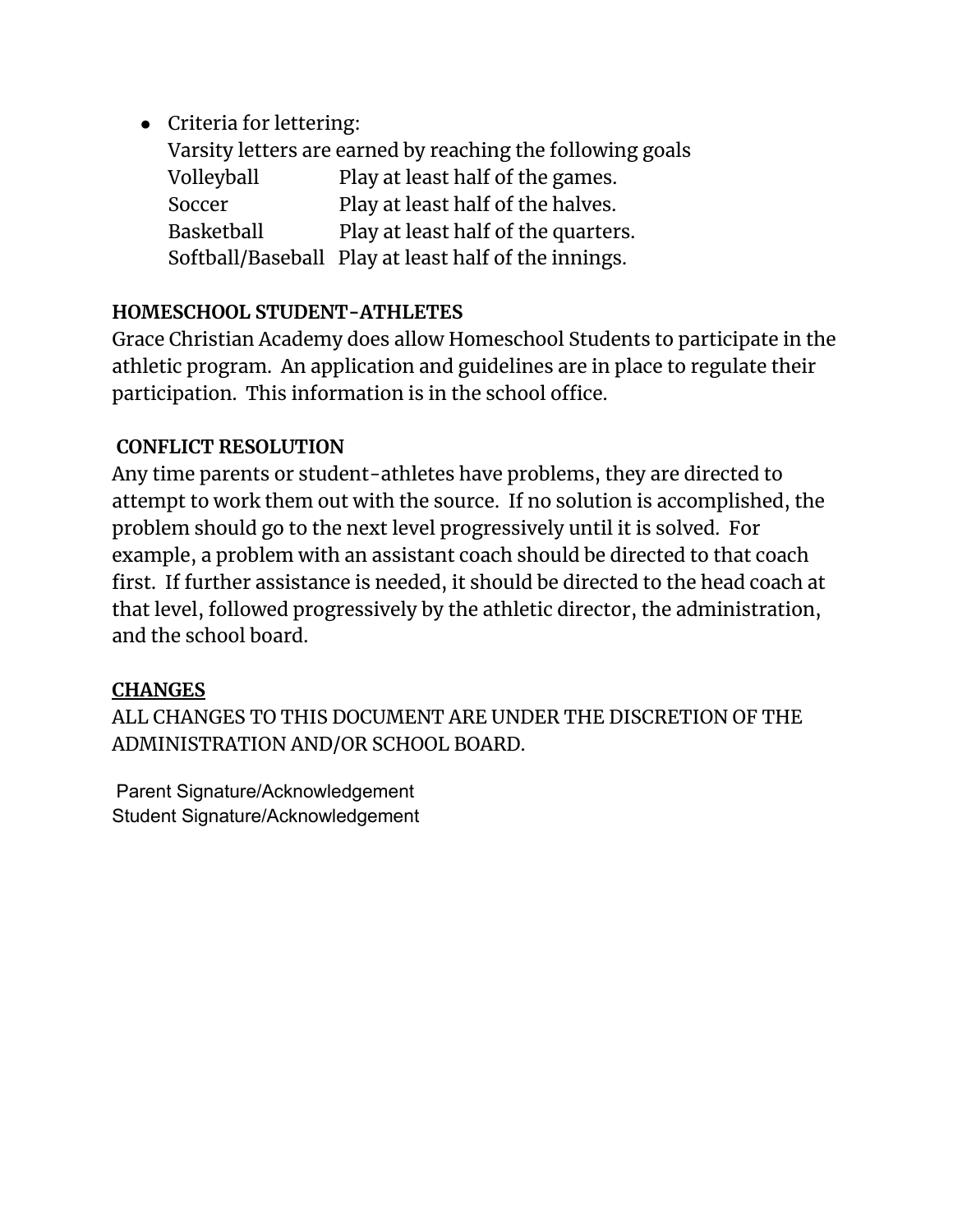- Criteria for lettering:
  Varsity letters are earned by reaching the following goals

| | |
|---|---|
| Volleyball | Play at least half of the games. |
| Soccer | Play at least half of the halves. |
| Basketball | Play at least half of the quarters. |
| Softball/Baseball | Play at least half of the innings. |

**HOMESCHOOL STUDENT-ATHLETES**

Grace Christian Academy does allow Homeschool Students to participate in the athletic program. An application and guidelines are in place to regulate their participation. This information is in the school office.

**CONFLICT RESOLUTION**

Any time parents or student-athletes have problems, they are directed to attempt to work them out with the source. If no solution is accomplished, the problem should go to the next level progressively until it is solved. For example, a problem with an assistant coach should be directed to that coach first. If further assistance is needed, it should be directed to the head coach at that level, followed progressively by the athletic director, the administration, and the school board.

**CHANGES**

ALL CHANGES TO THIS DOCUMENT ARE UNDER THE DISCRETION OF THE ADMINISTRATION AND/OR SCHOOL BOARD.

Parent Signature/Acknowledgement

Student Signature/Acknowledgement